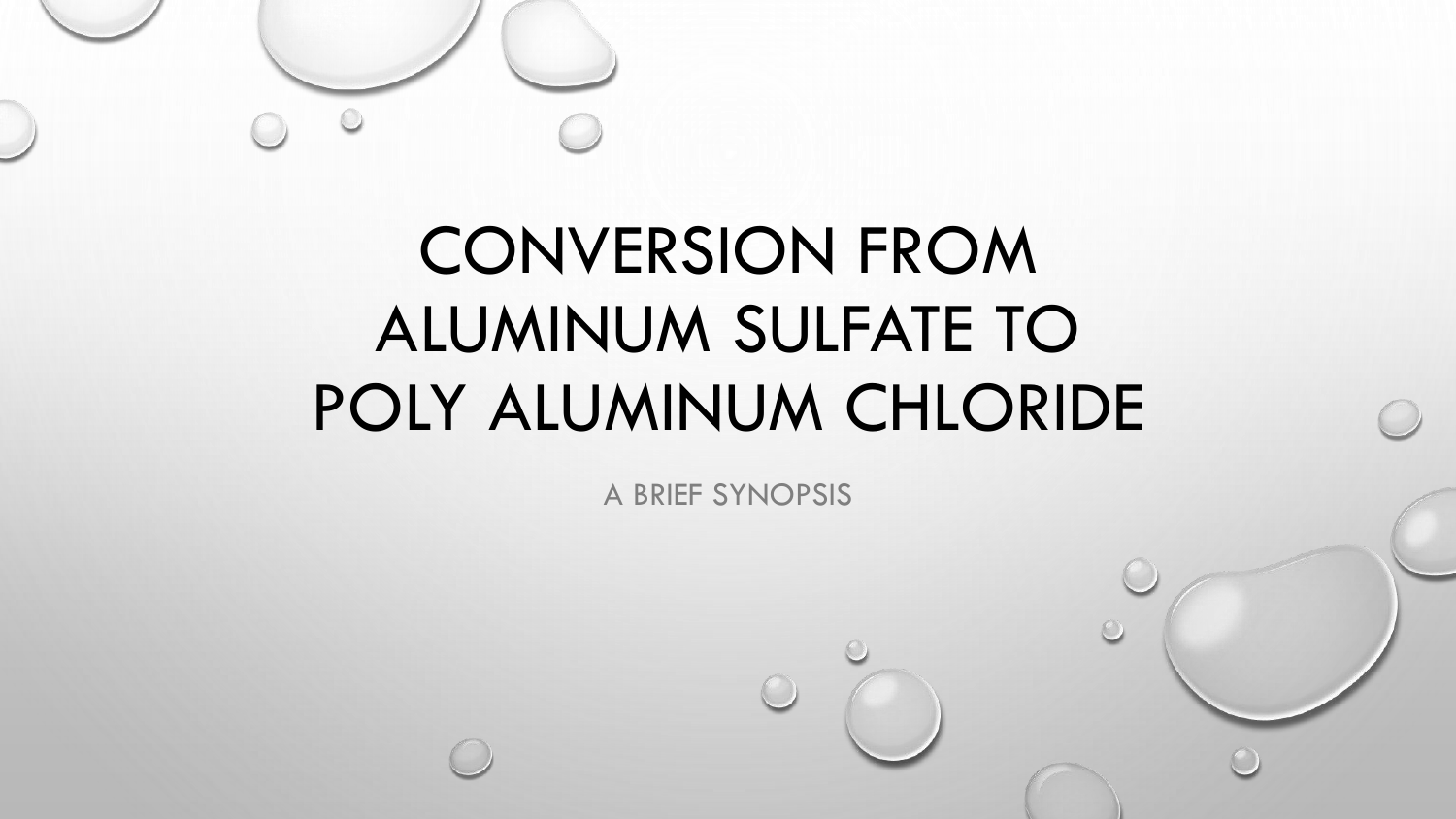# CONVERSION FROM ALUMINUM SULFATE TO POLY ALUMINUM CHLORIDE

A BRIEF SYNOPSIS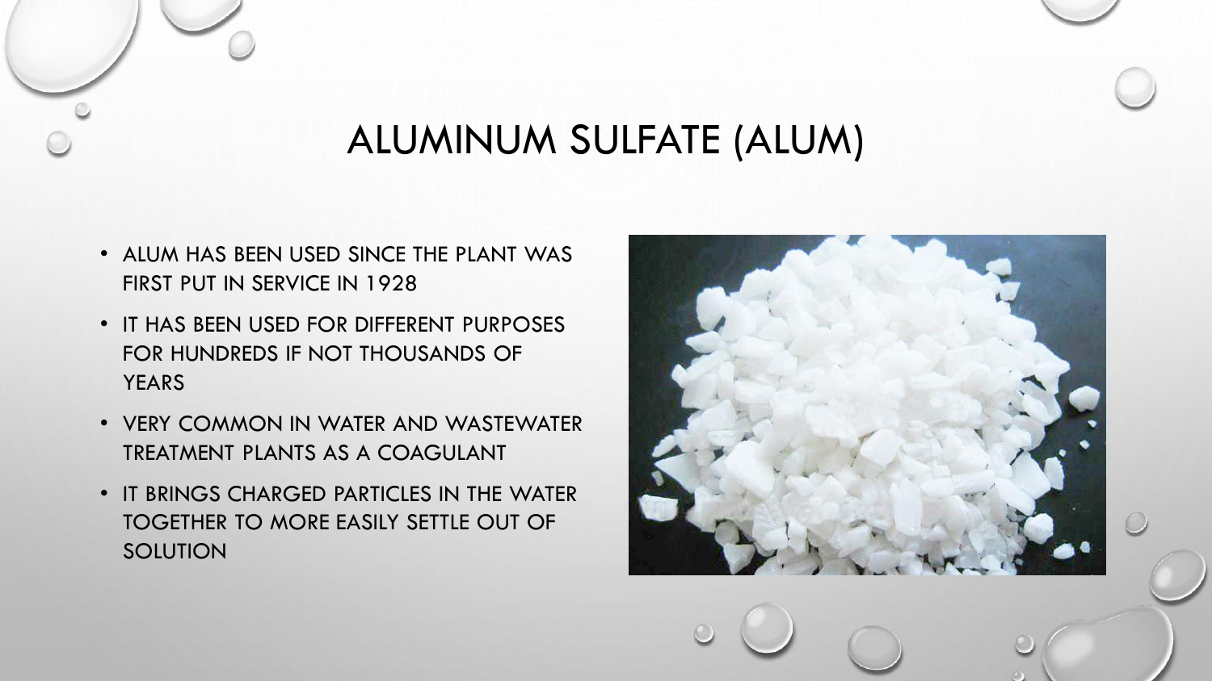# ALUMINUM SULFATE (ALUM)

- ALUM HAS BEEN USED SINCE THE PLANT WAS FIRST PUT IN SERVICE IN 1928
- IT HAS BEEN USED FOR DIFFERENT PURPOSES FOR HUNDREDS IF NOT THOUSANDS OF YEARS
- VERY COMMON IN WATER AND WASTEWATER TREATMENT PLANTS AS A COAGULANT
- IT BRINGS CHARGED PARTICLES IN THE WATER TOGETHER TO MORE EASILY SETTLE OUT OF SOLUTION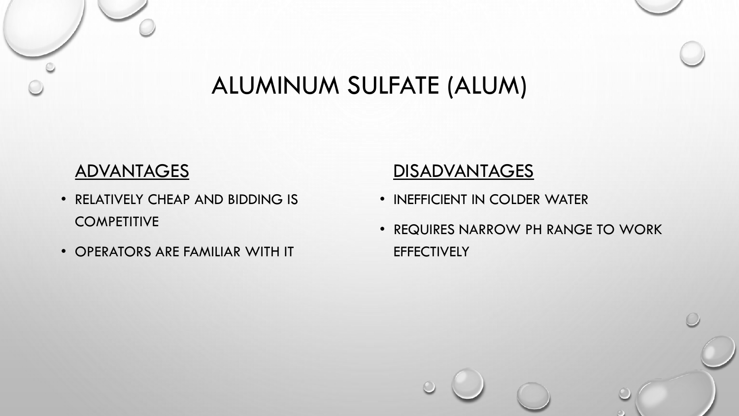# ALUMINUM SULFATE (ALUM)

## ADVANTAGES

- RELATIVELY CHEAP AND BIDDING IS COMPETITIVE
- OPERATORS ARE FAMILIAR WITH IT

## DISADVANTAGES

- INEFFICIENT IN COLDER WATER
- REQUIRES NARROW PH RANGE TO WORK EFFECTIVELY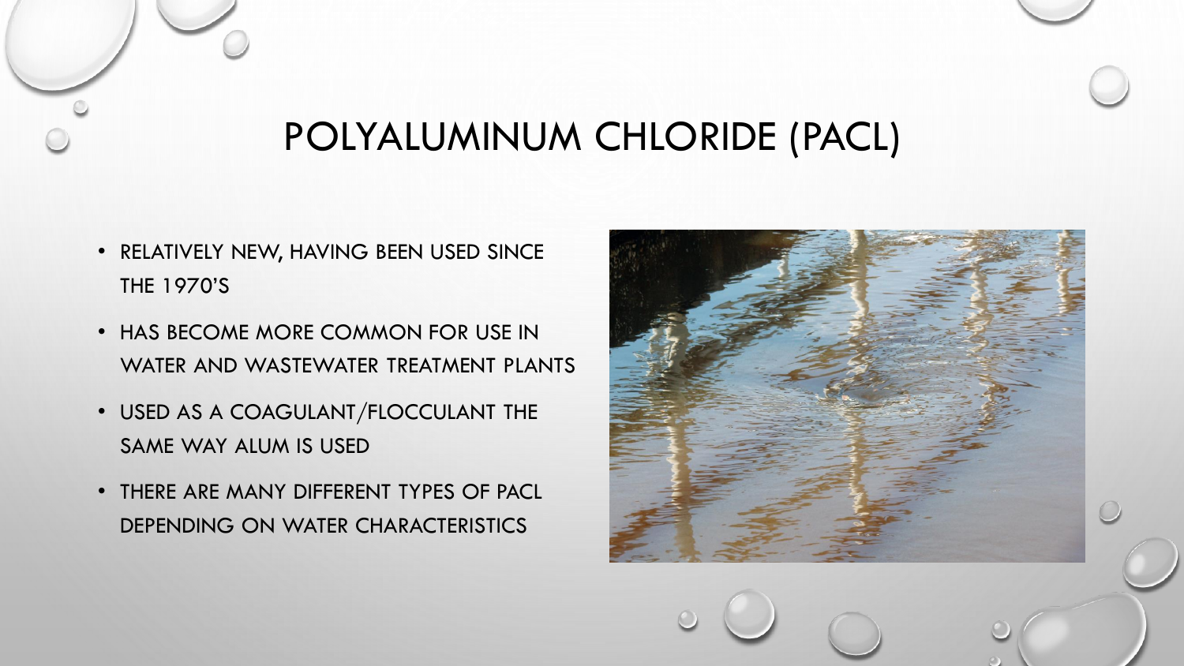# POLYALUMINUM CHLORIDE (PACL)

- RELATIVELY NEW, HAVING BEEN USED SINCE THE 1970'S
- HAS BECOME MORE COMMON FOR USE IN WATER AND WASTEWATER TREATMENT PLANTS
- USED AS A COAGULANT/FLOCCULANT THE SAME WAY ALUM IS USED
- THERE ARE MANY DIFFERENT TYPES OF PACL DEPENDING ON WATER CHARACTERISTICS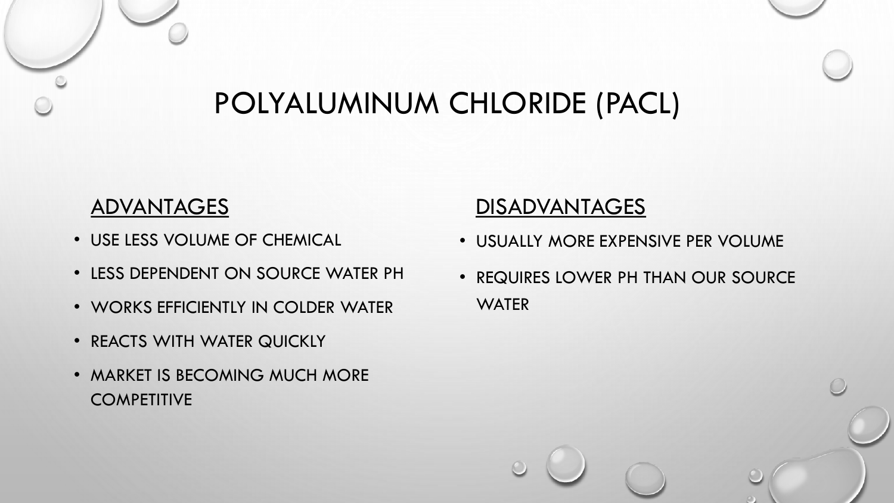# POLYALUMINUM CHLORIDE (PACL)

## ADVANTAGES

- USE LESS VOLUME OF CHEMICAL
- LESS DEPENDENT ON SOURCE WATER PH
- WORKS EFFICIENTLY IN COLDER WATER
- REACTS WITH WATER QUICKLY
- MARKET IS BECOMING MUCH MORE COMPETITIVE

## DISADVANTAGES

- USUALLY MORE EXPENSIVE PER VOLUME
- REQUIRES LOWER PH THAN OUR SOURCE WATER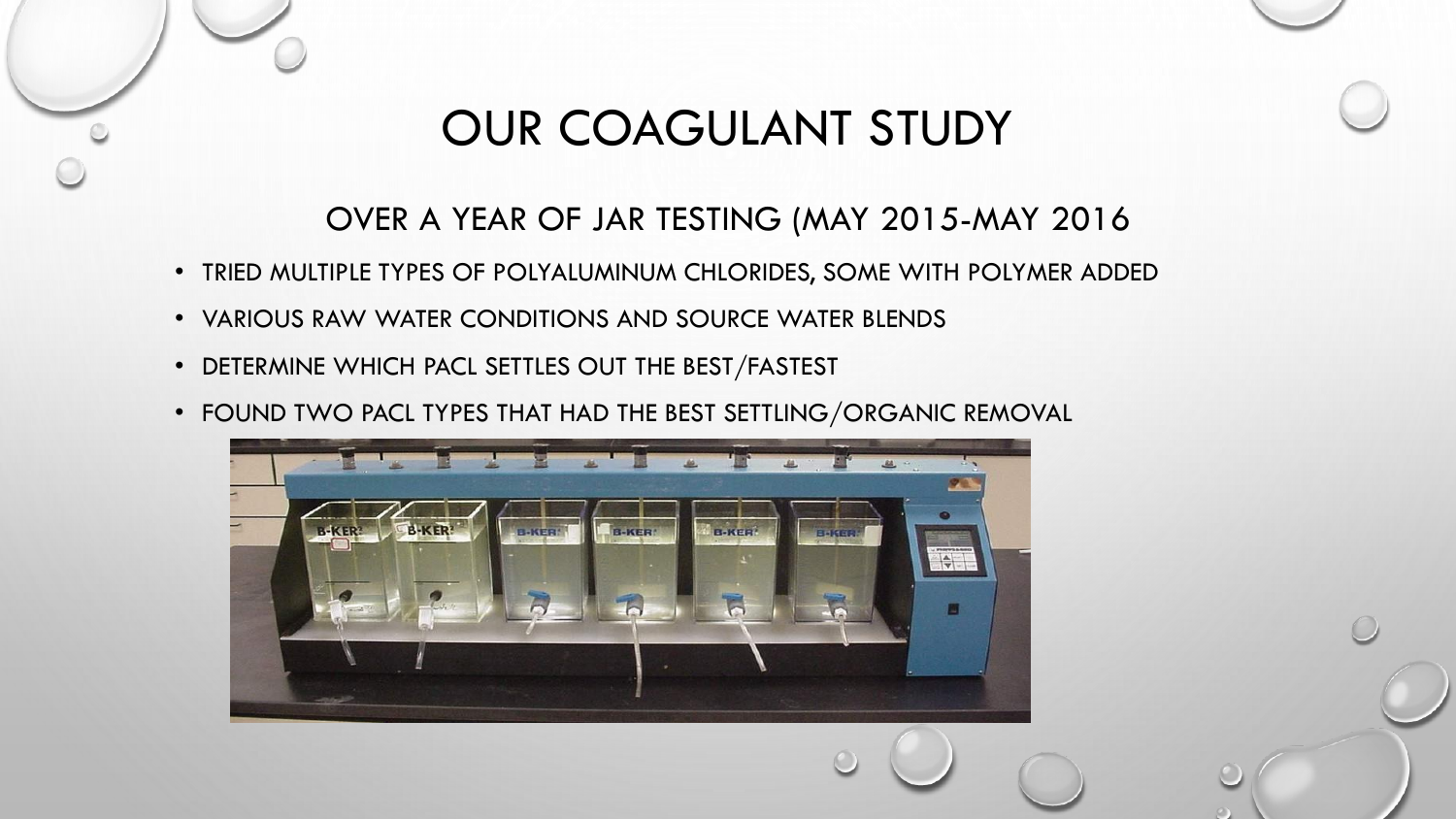# OUR COAGULANT STUDY

## OVER A YEAR OF JAR TESTING (MAY 2015-MAY 2016

- TRIED MULTIPLE TYPES OF POLYALUMINUM CHLORIDES, SOME WITH POLYMER ADDED
- VARIOUS RAW WATER CONDITIONS AND SOURCE WATER BLENDS
- DETERMINE WHICH PACL SETTLES OUT THE BEST/FASTEST
- FOUND TWO PACL TYPES THAT HAD THE BEST SETTLING/ORGANIC REMOVAL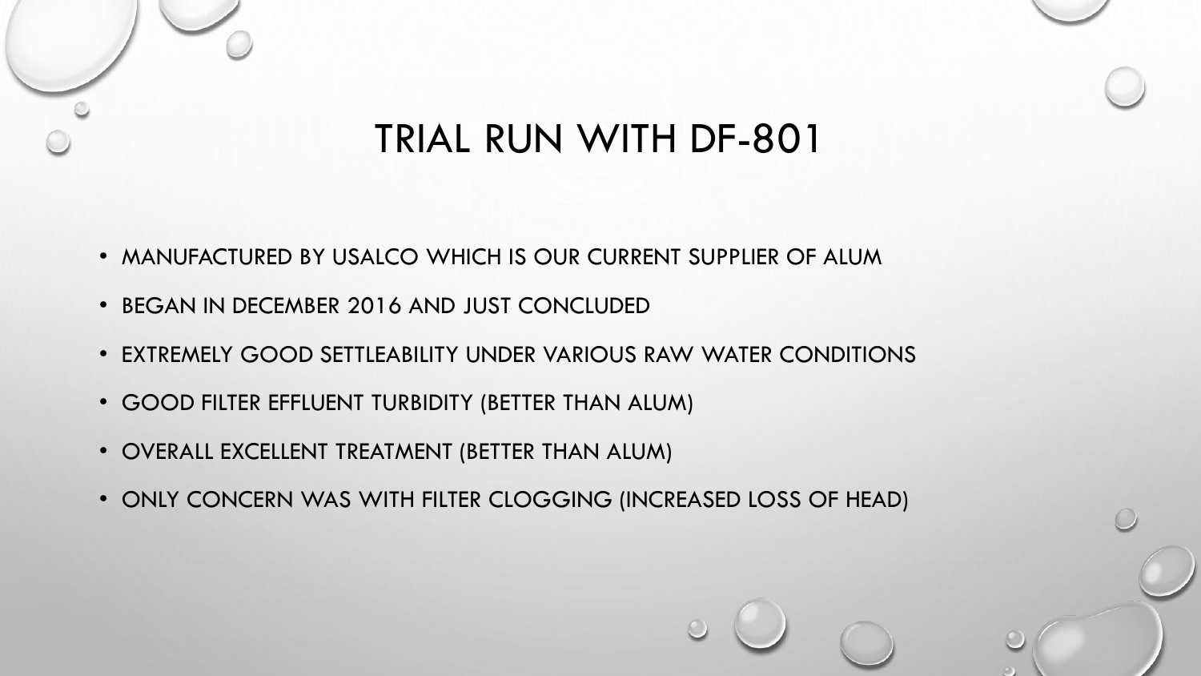# TRIAL RUN WITH DF-801

- MANUFACTURED BY USALCO WHICH IS OUR CURRENT SUPPLIER OF ALUM
- BEGAN IN DECEMBER 2016 AND JUST CONCLUDED
- EXTREMELY GOOD SETTLEABILITY UNDER VARIOUS RAW WATER CONDITIONS
- GOOD FILTER EFFLUENT TURBIDITY (BETTER THAN ALUM)
- OVERALL EXCELLENT TREATMENT (BETTER THAN ALUM)
- ONLY CONCERN WAS WITH FILTER CLOGGING (INCREASED LOSS OF HEAD)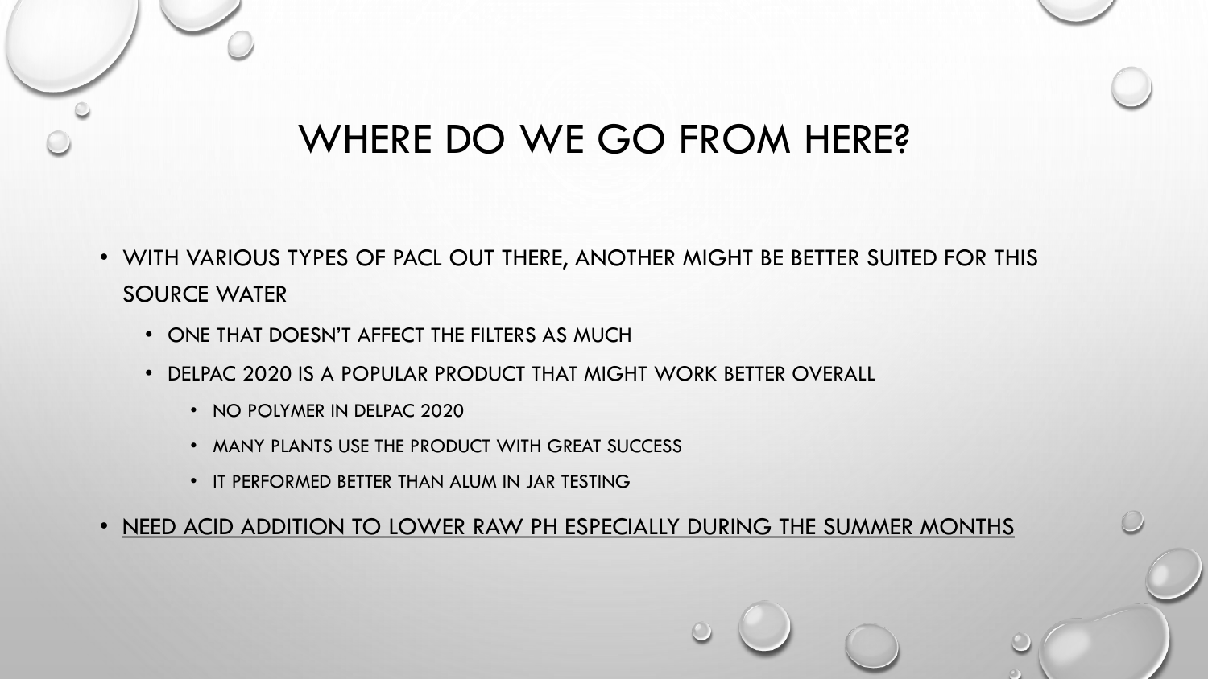# WHERE DO WE GO FROM HERE?

- WITH VARIOUS TYPES OF PACL OUT THERE, ANOTHER MIGHT BE BETTER SUITED FOR THIS SOURCE WATER
  - ONE THAT DOESN'T AFFECT THE FILTERS AS MUCH
  - DELPAC 2020 IS A POPULAR PRODUCT THAT MIGHT WORK BETTER OVERALL
    - NO POLYMER IN DELPAC 2020
    - MANY PLANTS USE THE PRODUCT WITH GREAT SUCCESS
    - IT PERFORMED BETTER THAN ALUM IN JAR TESTING
- <u>NEED ACID ADDITION TO LOWER RAW PH ESPECIALLY DURING THE SUMMER MONTHS</u>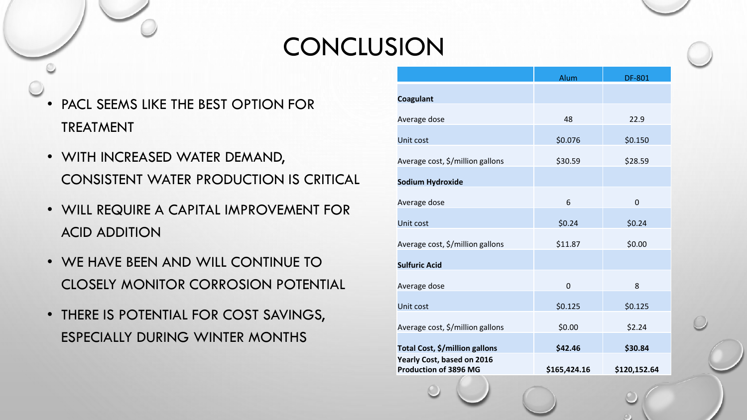# CONCLUSION

- PACL SEEMS LIKE THE BEST OPTION FOR TREATMENT
- WITH INCREASED WATER DEMAND, CONSISTENT WATER PRODUCTION IS CRITICAL
- WILL REQUIRE A CAPITAL IMPROVEMENT FOR ACID ADDITION
- WE HAVE BEEN AND WILL CONTINUE TO CLOSELY MONITOR CORROSION POTENTIAL
- THERE IS POTENTIAL FOR COST SAVINGS, ESPECIALLY DURING WINTER MONTHS

| | Alum | DF-801 |
|---|---|---|
| **Coagulant** | | |
| Average dose | 48 | 22.9 |
| Unit cost | $0.076 | $0.150 |
| Average cost, $/million gallons | $30.59 | $28.59 |
| **Sodium Hydroxide** | | |
| Average dose | 6 | 0 |
| Unit cost | $0.24 | $0.24 |
| Average cost, $/million gallons | $11.87 | $0.00 |
| **Sulfuric Acid** | | |
| Average dose | 0 | 8 |
| Unit cost | $0.125 | $0.125 |
| Average cost, $/million gallons | $0.00 | $2.24 |
| **Total Cost, $/million gallons** | **$42.46** | **$30.84** |
| **Yearly Cost, based on 2016 Production of 3896 MG** | **$165,424.16** | **$120,152.64** |